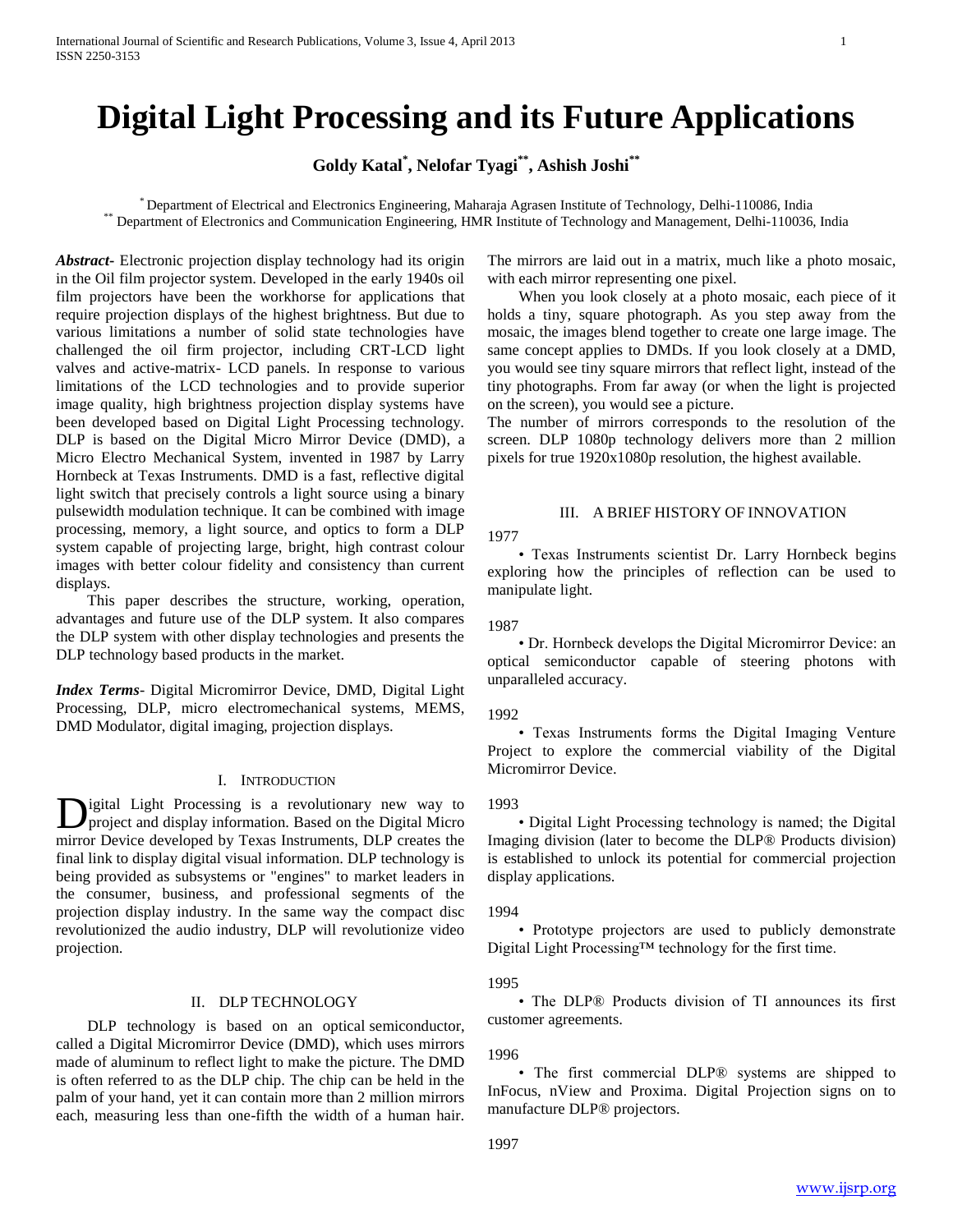# Digital Light Processing and its Future Applications

**Goldy Katal[*], Nelofar Tyagi[**], Ashish Joshi[**]**

[*] Department of Electrical and Electronics Engineering, Maharaja Agrasen Institute of Technology, Delhi-110086, India
[**] Department of Electronics and Communication Engineering, HMR Institute of Technology and Management, Delhi-110036, India

***Abstract***- Electronic projection display technology had its origin in the Oil film projector system. Developed in the early 1940s oil film projectors have been the workhorse for applications that require projection displays of the highest brightness. But due to various limitations a number of solid state technologies have challenged the oil firm projector, including CRT-LCD light valves and active-matrix- LCD panels. In response to various limitations of the LCD technologies and to provide superior image quality, high brightness projection display systems have been developed based on Digital Light Processing technology. DLP is based on the Digital Micro Mirror Device (DMD), a Micro Electro Mechanical System, invented in 1987 by Larry Hornbeck at Texas Instruments. DMD is a fast, reflective digital light switch that precisely controls a light source using a binary pulsewidth modulation technique. It can be combined with image processing, memory, a light source, and optics to form a DLP system capable of projecting large, bright, high contrast colour images with better colour fidelity and consistency than current displays.

This paper describes the structure, working, operation, advantages and future use of the DLP system. It also compares the DLP system with other display technologies and presents the DLP technology based products in the market.

***Index Terms***- Digital Micromirror Device, DMD, Digital Light Processing, DLP, micro electromechanical systems, MEMS, DMD Modulator, digital imaging, projection displays.

## I. Introduction

Digital Light Processing is a revolutionary new way to project and display information. Based on the Digital Micro mirror Device developed by Texas Instruments, DLP creates the final link to display digital visual information. DLP technology is being provided as subsystems or "engines" to market leaders in the consumer, business, and professional segments of the projection display industry. In the same way the compact disc revolutionized the audio industry, DLP will revolutionize video projection.

## II. DLP Technology

DLP technology is based on an optical semiconductor, called a Digital Micromirror Device (DMD), which uses mirrors made of aluminum to reflect light to make the picture. The DMD is often referred to as the DLP chip. The chip can be held in the palm of your hand, yet it can contain more than 2 million mirrors each, measuring less than one-fifth the width of a human hair. The mirrors are laid out in a matrix, much like a photo mosaic, with each mirror representing one pixel.

When you look closely at a photo mosaic, each piece of it holds a tiny, square photograph. As you step away from the mosaic, the images blend together to create one large image. The same concept applies to DMDs. If you look closely at a DMD, you would see tiny square mirrors that reflect light, instead of the tiny photographs. From far away (or when the light is projected on the screen), you would see a picture.

The number of mirrors corresponds to the resolution of the screen. DLP 1080p technology delivers more than 2 million pixels for true 1920x1080p resolution, the highest available.

## III. A Brief History of Innovation

1977

- Texas Instruments scientist Dr. Larry Hornbeck begins exploring how the principles of reflection can be used to manipulate light.

1987

- Dr. Hornbeck develops the Digital Micromirror Device: an optical semiconductor capable of steering photons with unparalleled accuracy.

1992

- Texas Instruments forms the Digital Imaging Venture Project to explore the commercial viability of the Digital Micromirror Device.

1993

- Digital Light Processing technology is named; the Digital Imaging division (later to become the DLP® Products division) is established to unlock its potential for commercial projection display applications.

1994

- Prototype projectors are used to publicly demonstrate Digital Light Processing™ technology for the first time.

1995

- The DLP® Products division of TI announces its first customer agreements.

1996

- The first commercial DLP® systems are shipped to InFocus, nView and Proxima. Digital Projection signs on to manufacture DLP® projectors.

1997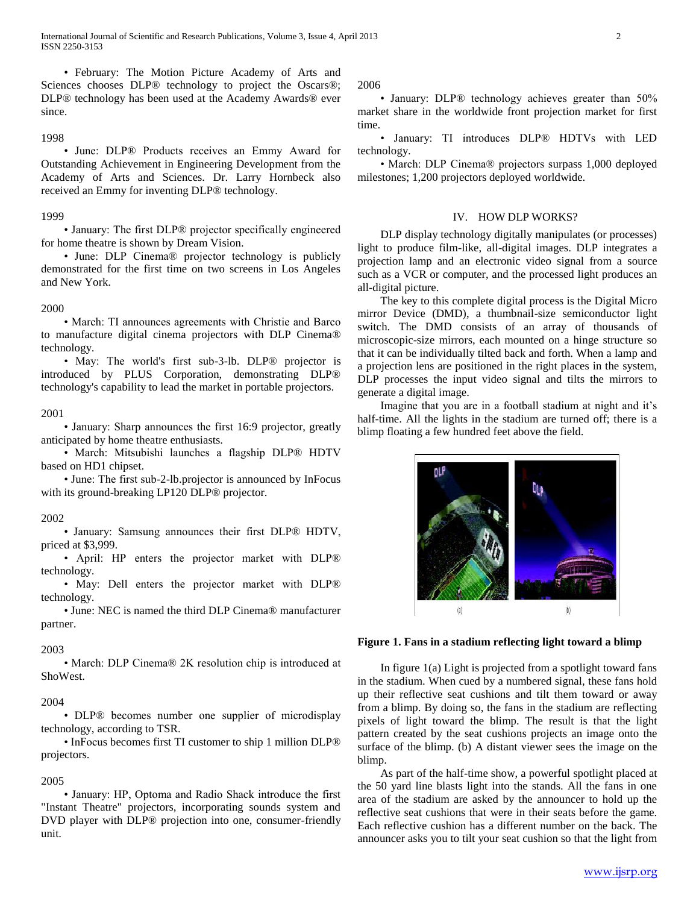• February: The Motion Picture Academy of Arts and Sciences chooses DLP® technology to project the Oscars®; DLP® technology has been used at the Academy Awards® ever since.

1998

• June: DLP® Products receives an Emmy Award for Outstanding Achievement in Engineering Development from the Academy of Arts and Sciences. Dr. Larry Hornbeck also received an Emmy for inventing DLP® technology.

1999

• January: The first DLP® projector specifically engineered for home theatre is shown by Dream Vision.

• June: DLP Cinema® projector technology is publicly demonstrated for the first time on two screens in Los Angeles and New York.

2000

• March: TI announces agreements with Christie and Barco to manufacture digital cinema projectors with DLP Cinema® technology.

• May: The world's first sub-3-lb. DLP® projector is introduced by PLUS Corporation, demonstrating DLP® technology's capability to lead the market in portable projectors.

2001

• January: Sharp announces the first 16:9 projector, greatly anticipated by home theatre enthusiasts.

• March: Mitsubishi launches a flagship DLP® HDTV based on HD1 chipset.

• June: The first sub-2-lb.projector is announced by InFocus with its ground-breaking LP120 DLP® projector.

2002

• January: Samsung announces their first DLP® HDTV, priced at $3,999.

• April: HP enters the projector market with DLP® technology.

• May: Dell enters the projector market with DLP® technology.

• June: NEC is named the third DLP Cinema® manufacturer partner.

2003

• March: DLP Cinema® 2K resolution chip is introduced at ShoWest.

2004

• DLP® becomes number one supplier of microdisplay technology, according to TSR.

• InFocus becomes first TI customer to ship 1 million DLP® projectors.

2005

• January: HP, Optoma and Radio Shack introduce the first "Instant Theatre" projectors, incorporating sounds system and DVD player with DLP® projection into one, consumer-friendly unit.

2006

• January: DLP® technology achieves greater than 50% market share in the worldwide front projection market for first time.

• January: TI introduces DLP® HDTVs with LED technology.

• March: DLP Cinema® projectors surpass 1,000 deployed milestones; 1,200 projectors deployed worldwide.

## IV. HOW DLP WORKS?

DLP display technology digitally manipulates (or processes) light to produce film-like, all-digital images. DLP integrates a projection lamp and an electronic video signal from a source such as a VCR or computer, and the processed light produces an all-digital picture.

The key to this complete digital process is the Digital Micro mirror Device (DMD), a thumbnail-size semiconductor light switch. The DMD consists of an array of thousands of microscopic-size mirrors, each mounted on a hinge structure so that it can be individually tilted back and forth. When a lamp and a projection lens are positioned in the right places in the system, DLP processes the input video signal and tilts the mirrors to generate a digital image.

Imagine that you are in a football stadium at night and it's half-time. All the lights in the stadium are turned off; there is a blimp floating a few hundred feet above the field.

**Figure 1. Fans in a stadium reflecting light toward a blimp**

In figure 1(a) Light is projected from a spotlight toward fans in the stadium. When cued by a numbered signal, these fans hold up their reflective seat cushions and tilt them toward or away from a blimp. By doing so, the fans in the stadium are reflecting pixels of light toward the blimp. The result is that the light pattern created by the seat cushions projects an image onto the surface of the blimp. (b) A distant viewer sees the image on the blimp.

As part of the half-time show, a powerful spotlight placed at the 50 yard line blasts light into the stands. All the fans in one area of the stadium are asked by the announcer to hold up the reflective seat cushions that were in their seats before the game. Each reflective cushion has a different number on the back. The announcer asks you to tilt your seat cushion so that the light from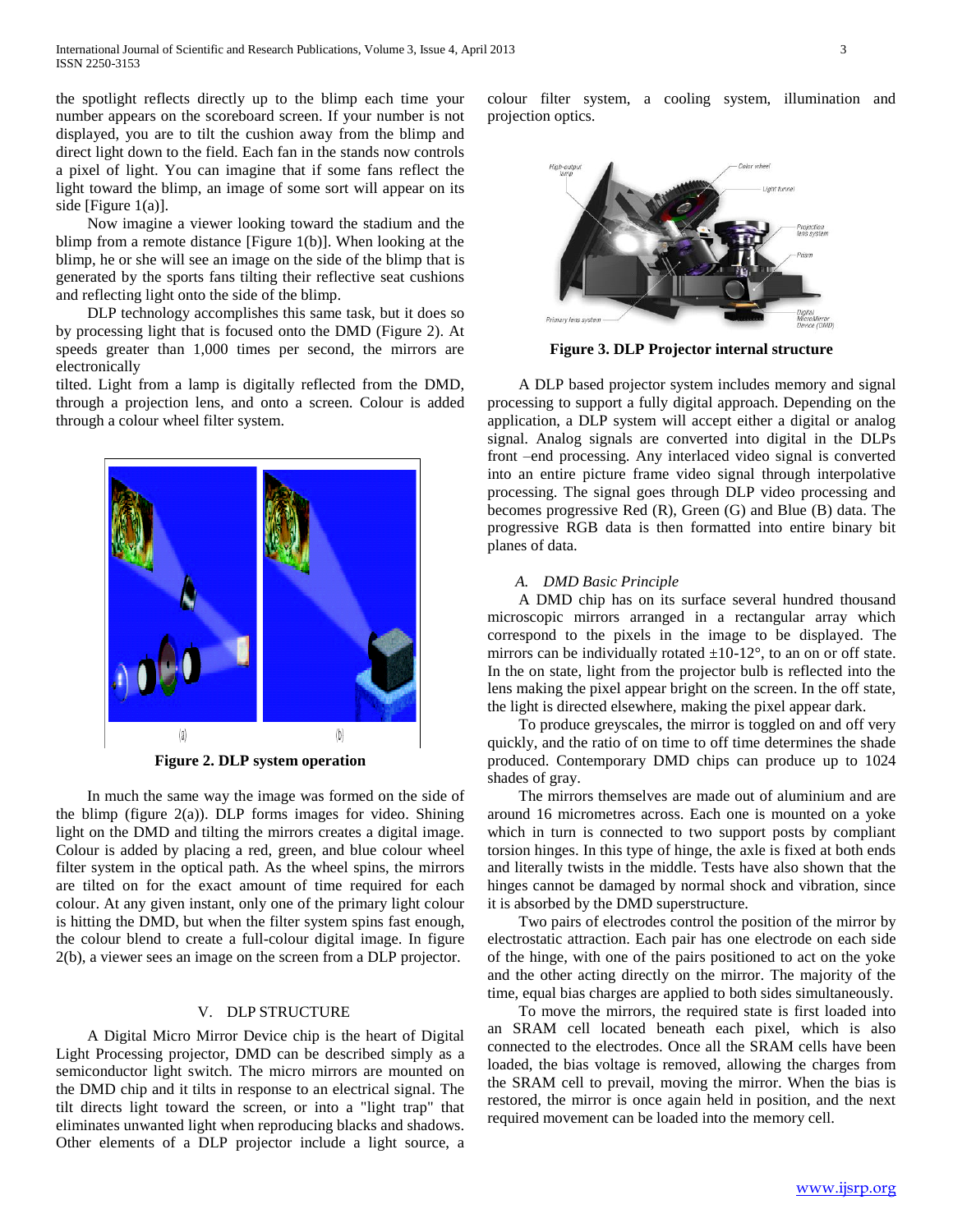the spotlight reflects directly up to the blimp each time your number appears on the scoreboard screen. If your number is not displayed, you are to tilt the cushion away from the blimp and direct light down to the field. Each fan in the stands now controls a pixel of light. You can imagine that if some fans reflect the light toward the blimp, an image of some sort will appear on its side [Figure 1(a)].

Now imagine a viewer looking toward the stadium and the blimp from a remote distance [Figure 1(b)]. When looking at the blimp, he or she will see an image on the side of the blimp that is generated by the sports fans tilting their reflective seat cushions and reflecting light onto the side of the blimp.

DLP technology accomplishes this same task, but it does so by processing light that is focused onto the DMD (Figure 2). At speeds greater than 1,000 times per second, the mirrors are electronically tilted. Light from a lamp is digitally reflected from the DMD, through a projection lens, and onto a screen. Colour is added through a colour wheel filter system.

**Figure 2. DLP system operation**

In much the same way the image was formed on the side of the blimp (figure 2(a)). DLP forms images for video. Shining light on the DMD and tilting the mirrors creates a digital image. Colour is added by placing a red, green, and blue colour wheel filter system in the optical path. As the wheel spins, the mirrors are tilted on for the exact amount of time required for each colour. At any given instant, only one of the primary light colour is hitting the DMD, but when the filter system spins fast enough, the colour blend to create a full-colour digital image. In figure 2(b), a viewer sees an image on the screen from a DLP projector.

## V. DLP STRUCTURE

A Digital Micro Mirror Device chip is the heart of Digital Light Processing projector, DMD can be described simply as a semiconductor light switch. The micro mirrors are mounted on the DMD chip and it tilts in response to an electrical signal. The tilt directs light toward the screen, or into a "light trap" that eliminates unwanted light when reproducing blacks and shadows. Other elements of a DLP projector include a light source, a colour filter system, a cooling system, illumination and projection optics.

**Figure 3. DLP Projector internal structure**

A DLP based projector system includes memory and signal processing to support a fully digital approach. Depending on the application, a DLP system will accept either a digital or analog signal. Analog signals are converted into digital in the DLPs front –end processing. Any interlaced video signal is converted into an entire picture frame video signal through interpolative processing. The signal goes through DLP video processing and becomes progressive Red (R), Green (G) and Blue (B) data. The progressive RGB data is then formatted into entire binary bit planes of data.

### *A. DMD Basic Principle*

A DMD chip has on its surface several hundred thousand microscopic mirrors arranged in a rectangular array which correspond to the pixels in the image to be displayed. The mirrors can be individually rotated ±10-12°, to an on or off state. In the on state, light from the projector bulb is reflected into the lens making the pixel appear bright on the screen. In the off state, the light is directed elsewhere, making the pixel appear dark.

To produce greyscales, the mirror is toggled on and off very quickly, and the ratio of on time to off time determines the shade produced. Contemporary DMD chips can produce up to 1024 shades of gray.

The mirrors themselves are made out of aluminium and are around 16 micrometres across. Each one is mounted on a yoke which in turn is connected to two support posts by compliant torsion hinges. In this type of hinge, the axle is fixed at both ends and literally twists in the middle. Tests have also shown that the hinges cannot be damaged by normal shock and vibration, since it is absorbed by the DMD superstructure.

Two pairs of electrodes control the position of the mirror by electrostatic attraction. Each pair has one electrode on each side of the hinge, with one of the pairs positioned to act on the yoke and the other acting directly on the mirror. The majority of the time, equal bias charges are applied to both sides simultaneously.

To move the mirrors, the required state is first loaded into an SRAM cell located beneath each pixel, which is also connected to the electrodes. Once all the SRAM cells have been loaded, the bias voltage is removed, allowing the charges from the SRAM cell to prevail, moving the mirror. When the bias is restored, the mirror is once again held in position, and the next required movement can be loaded into the memory cell.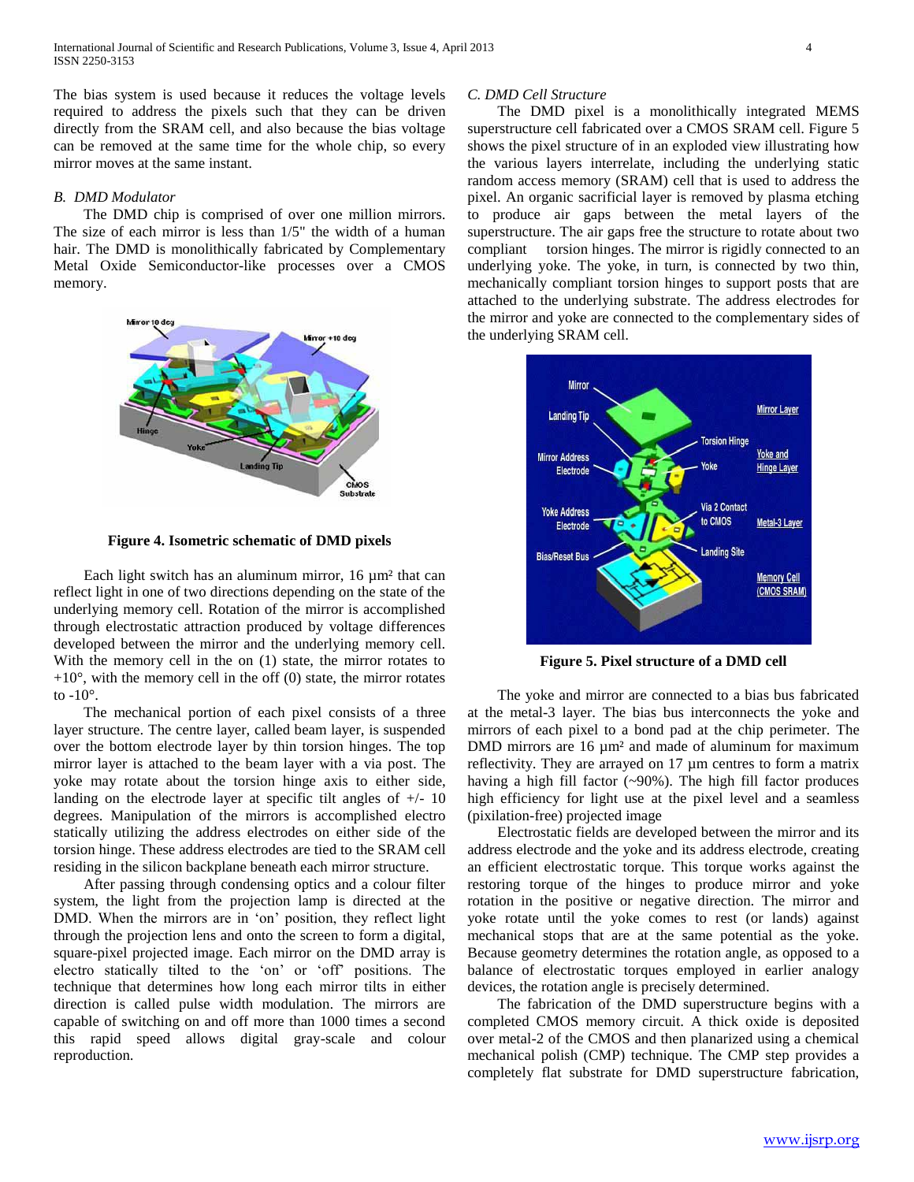The bias system is used because it reduces the voltage levels required to address the pixels such that they can be driven directly from the SRAM cell, and also because the bias voltage can be removed at the same time for the whole chip, so every mirror moves at the same instant.

### *B. DMD Modulator*

The DMD chip is comprised of over one million mirrors. The size of each mirror is less than 1/5" the width of a human hair. The DMD is monolithically fabricated by Complementary Metal Oxide Semiconductor-like processes over a CMOS memory.

**Figure 4. Isometric schematic of DMD pixels**

Each light switch has an aluminum mirror, 16 µm² that can reflect light in one of two directions depending on the state of the underlying memory cell. Rotation of the mirror is accomplished through electrostatic attraction produced by voltage differences developed between the mirror and the underlying memory cell. With the memory cell in the on (1) state, the mirror rotates to +10°, with the memory cell in the off (0) state, the mirror rotates to -10°.

The mechanical portion of each pixel consists of a three layer structure. The centre layer, called beam layer, is suspended over the bottom electrode layer by thin torsion hinges. The top mirror layer is attached to the beam layer with a via post. The yoke may rotate about the torsion hinge axis to either side, landing on the electrode layer at specific tilt angles of +/- 10 degrees. Manipulation of the mirrors is accomplished electro statically utilizing the address electrodes on either side of the torsion hinge. These address electrodes are tied to the SRAM cell residing in the silicon backplane beneath each mirror structure.

After passing through condensing optics and a colour filter system, the light from the projection lamp is directed at the DMD. When the mirrors are in 'on' position, they reflect light through the projection lens and onto the screen to form a digital, square-pixel projected image. Each mirror on the DMD array is electro statically tilted to the 'on' or 'off' positions. The technique that determines how long each mirror tilts in either direction is called pulse width modulation. The mirrors are capable of switching on and off more than 1000 times a second this rapid speed allows digital gray-scale and colour reproduction.

### *C. DMD Cell Structure*

The DMD pixel is a monolithically integrated MEMS superstructure cell fabricated over a CMOS SRAM cell. Figure 5 shows the pixel structure of in an exploded view illustrating how the various layers interrelate, including the underlying static random access memory (SRAM) cell that is used to address the pixel. An organic sacrificial layer is removed by plasma etching to produce air gaps between the metal layers of the superstructure. The air gaps free the structure to rotate about two compliant torsion hinges. The mirror is rigidly connected to an underlying yoke. The yoke, in turn, is connected by two thin, mechanically compliant torsion hinges to support posts that are attached to the underlying substrate. The address electrodes for the mirror and yoke are connected to the complementary sides of the underlying SRAM cell.

**Figure 5. Pixel structure of a DMD cell**

The yoke and mirror are connected to a bias bus fabricated at the metal-3 layer. The bias bus interconnects the yoke and mirrors of each pixel to a bond pad at the chip perimeter. The DMD mirrors are 16 µm² and made of aluminum for maximum reflectivity. They are arrayed on 17 µm centres to form a matrix having a high fill factor (~90%). The high fill factor produces high efficiency for light use at the pixel level and a seamless (pixilation-free) projected image

Electrostatic fields are developed between the mirror and its address electrode and the yoke and its address electrode, creating an efficient electrostatic torque. This torque works against the restoring torque of the hinges to produce mirror and yoke rotation in the positive or negative direction. The mirror and yoke rotate until the yoke comes to rest (or lands) against mechanical stops that are at the same potential as the yoke. Because geometry determines the rotation angle, as opposed to a balance of electrostatic torques employed in earlier analogy devices, the rotation angle is precisely determined.

The fabrication of the DMD superstructure begins with a completed CMOS memory circuit. A thick oxide is deposited over metal-2 of the CMOS and then planarized using a chemical mechanical polish (CMP) technique. The CMP step provides a completely flat substrate for DMD superstructure fabrication,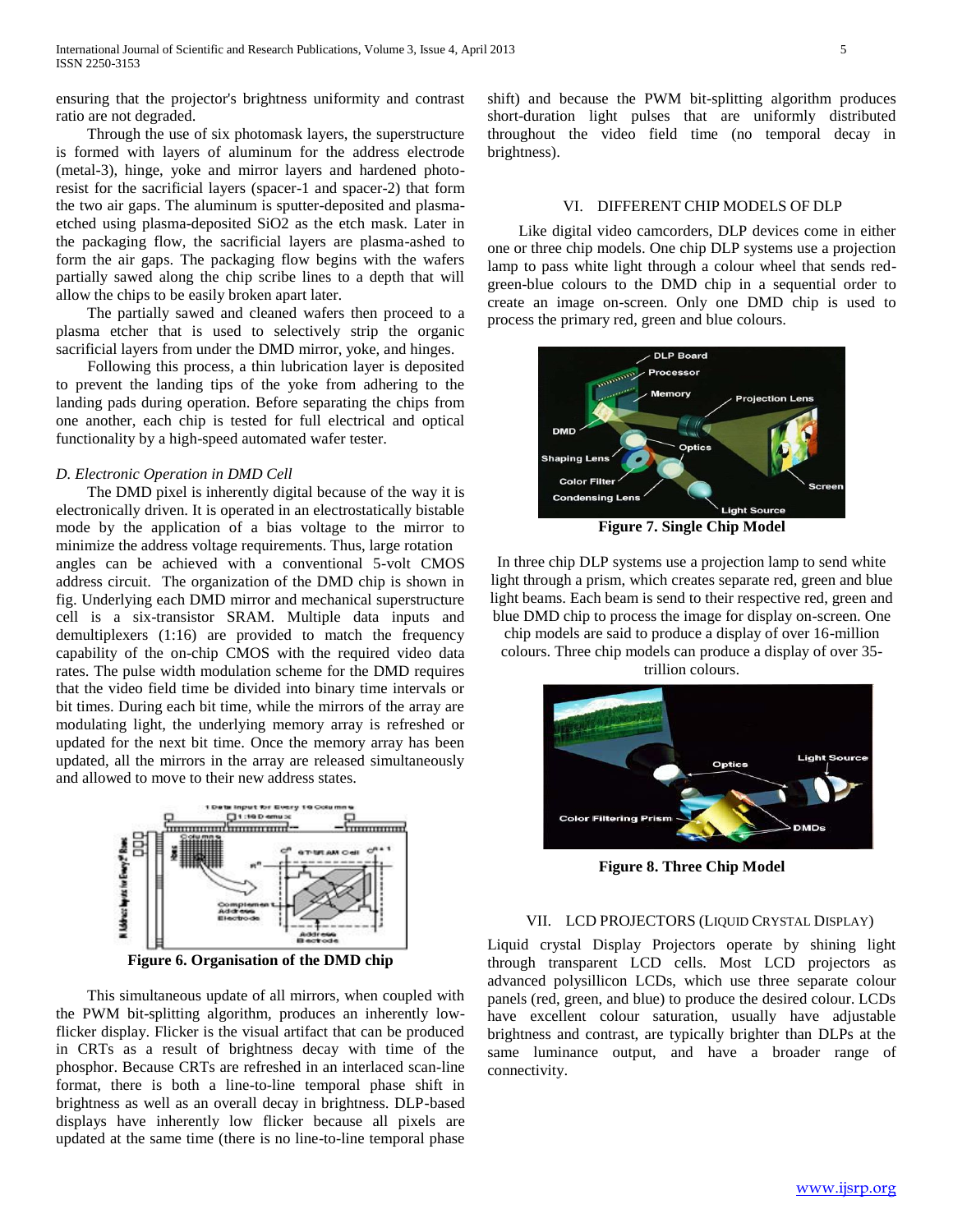ensuring that the projector's brightness uniformity and contrast ratio are not degraded.

Through the use of six photomask layers, the superstructure is formed with layers of aluminum for the address electrode (metal-3), hinge, yoke and mirror layers and hardened photo-resist for the sacrificial layers (spacer-1 and spacer-2) that form the two air gaps. The aluminum is sputter-deposited and plasma-etched using plasma-deposited $SiO_2$ as the etch mask. Later in the packaging flow, the sacrificial layers are plasma-ashed to form the air gaps. The packaging flow begins with the wafers partially sawed along the chip scribe lines to a depth that will allow the chips to be easily broken apart later.

The partially sawed and cleaned wafers then proceed to a plasma etcher that is used to selectively strip the organic sacrificial layers from under the DMD mirror, yoke, and hinges.

Following this process, a thin lubrication layer is deposited to prevent the landing tips of the yoke from adhering to the landing pads during operation. Before separating the chips from one another, each chip is tested for full electrical and optical functionality by a high-speed automated wafer tester.

### *D. Electronic Operation in DMD Cell*

The DMD pixel is inherently digital because of the way it is electronically driven. It is operated in an electrostatically bistable mode by the application of a bias voltage to the mirror to minimize the address voltage requirements. Thus, large rotation angles can be achieved with a conventional 5-volt CMOS address circuit. The organization of the DMD chip is shown in fig. Underlying each DMD mirror and mechanical superstructure cell is a six-transistor SRAM. Multiple data inputs and demultiplexers (1:16) are provided to match the frequency capability of the on-chip CMOS with the required video data rates. The pulse width modulation scheme for the DMD requires that the video field time be divided into binary time intervals or bit times. During each bit time, while the mirrors of the array are modulating light, the underlying memory array is refreshed or updated for the next bit time. Once the memory array has been updated, all the mirrors in the array are released simultaneously and allowed to move to their new address states.

**Figure 6. Organisation of the DMD chip**

This simultaneous update of all mirrors, when coupled with the PWM bit-splitting algorithm, produces an inherently low-flicker display. Flicker is the visual artifact that can be produced in CRTs as a result of brightness decay with time of the phosphor. Because CRTs are refreshed in an interlaced scan-line format, there is both a line-to-line temporal phase shift in brightness as well as an overall decay in brightness. DLP-based displays have inherently low flicker because all pixels are updated at the same time (there is no line-to-line temporal phase shift) and because the PWM bit-splitting algorithm produces short-duration light pulses that are uniformly distributed throughout the video field time (no temporal decay in brightness).

## VI. DIFFERENT CHIP MODELS OF DLP

Like digital video camcorders, DLP devices come in either one or three chip models. One chip DLP systems use a projection lamp to pass white light through a colour wheel that sends red-green-blue colours to the DMD chip in a sequential order to create an image on-screen. Only one DMD chip is used to process the primary red, green and blue colours.

**Figure 7. Single Chip Model**

In three chip DLP systems use a projection lamp to send white light through a prism, which creates separate red, green and blue light beams. Each beam is send to their respective red, green and blue DMD chip to process the image for display on-screen. One chip models are said to produce a display of over 16-million colours. Three chip models can produce a display of over 35-trillion colours.

**Figure 8. Three Chip Model**

## VII. LCD PROJECTORS (LIQUID CRYSTAL DISPLAY)

Liquid crystal Display Projectors operate by shining light through transparent LCD cells. Most LCD projectors as advanced polysilicon LCDs, which use three separate colour panels (red, green, and blue) to produce the desired colour. LCDs have excellent colour saturation, usually have adjustable brightness and contrast, are typically brighter than DLPs at the same luminance output, and have a broader range of connectivity.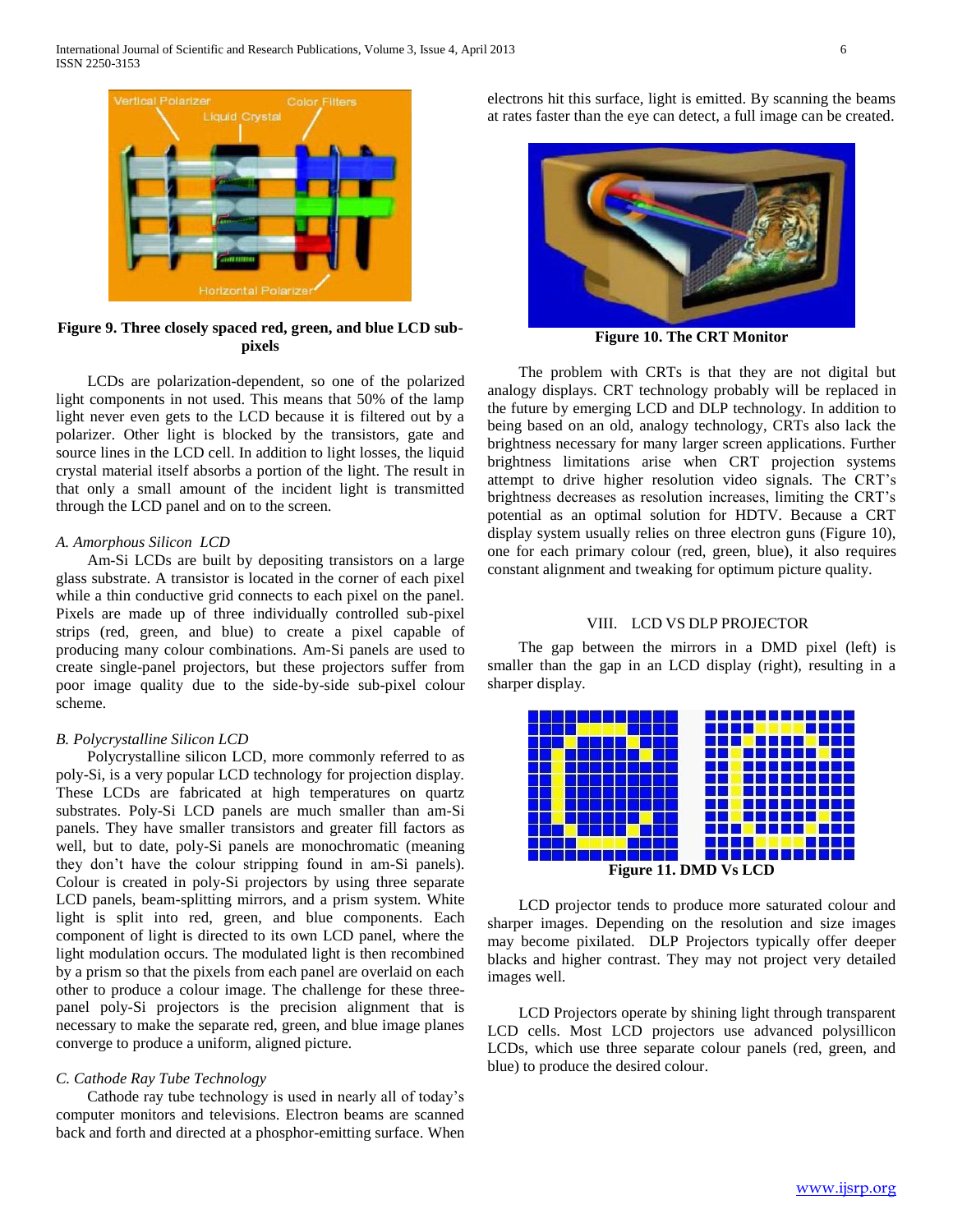Figure 9. Three closely spaced red, green, and blue LCD sub-pixels

LCDs are polarization-dependent, so one of the polarized light components in not used. This means that 50% of the lamp light never even gets to the LCD because it is filtered out by a polarizer. Other light is blocked by the transistors, gate and source lines in the LCD cell. In addition to light losses, the liquid crystal material itself absorbs a portion of the light. The result in that only a small amount of the incident light is transmitted through the LCD panel and on to the screen.

### *A. Amorphous Silicon LCD*

Am-Si LCDs are built by depositing transistors on a large glass substrate. A transistor is located in the corner of each pixel while a thin conductive grid connects to each pixel on the panel. Pixels are made up of three individually controlled sub-pixel strips (red, green, and blue) to create a pixel capable of producing many colour combinations. Am-Si panels are used to create single-panel projectors, but these projectors suffer from poor image quality due to the side-by-side sub-pixel colour scheme.

### *B. Polycrystalline Silicon LCD*

Polycrystalline silicon LCD, more commonly referred to as poly-Si, is a very popular LCD technology for projection display. These LCDs are fabricated at high temperatures on quartz substrates. Poly-Si LCD panels are much smaller than am-Si panels. They have smaller transistors and greater fill factors as well, but to date, poly-Si panels are monochromatic (meaning they don't have the colour stripping found in am-Si panels). Colour is created in poly-Si projectors by using three separate LCD panels, beam-splitting mirrors, and a prism system. White light is split into red, green, and blue components. Each component of light is directed to its own LCD panel, where the light modulation occurs. The modulated light is then recombined by a prism so that the pixels from each panel are overlaid on each other to produce a colour image. The challenge for these three-panel poly-Si projectors is the precision alignment that is necessary to make the separate red, green, and blue image planes converge to produce a uniform, aligned picture.

### *C. Cathode Ray Tube Technology*

Cathode ray tube technology is used in nearly all of today's computer monitors and televisions. Electron beams are scanned back and forth and directed at a phosphor-emitting surface. When electrons hit this surface, light is emitted. By scanning the beams at rates faster than the eye can detect, a full image can be created.

Figure 10. The CRT Monitor

The problem with CRTs is that they are not digital but analogy displays. CRT technology probably will be replaced in the future by emerging LCD and DLP technology. In addition to being based on an old, analogy technology, CRTs also lack the brightness necessary for many larger screen applications. Further brightness limitations arise when CRT projection systems attempt to drive higher resolution video signals. The CRT's brightness decreases as resolution increases, limiting the CRT's potential as an optimal solution for HDTV. Because a CRT display system usually relies on three electron guns (Figure 10), one for each primary colour (red, green, blue), it also requires constant alignment and tweaking for optimum picture quality.

## VIII. LCD VS DLP PROJECTOR

The gap between the mirrors in a DMD pixel (left) is smaller than the gap in an LCD display (right), resulting in a sharper display.

Figure 11. DMD Vs LCD

LCD projector tends to produce more saturated colour and sharper images. Depending on the resolution and size images may become pixilated. DLP Projectors typically offer deeper blacks and higher contrast. They may not project very detailed images well.

LCD Projectors operate by shining light through transparent LCD cells. Most LCD projectors use advanced polysillicon LCDs, which use three separate colour panels (red, green, and blue) to produce the desired colour.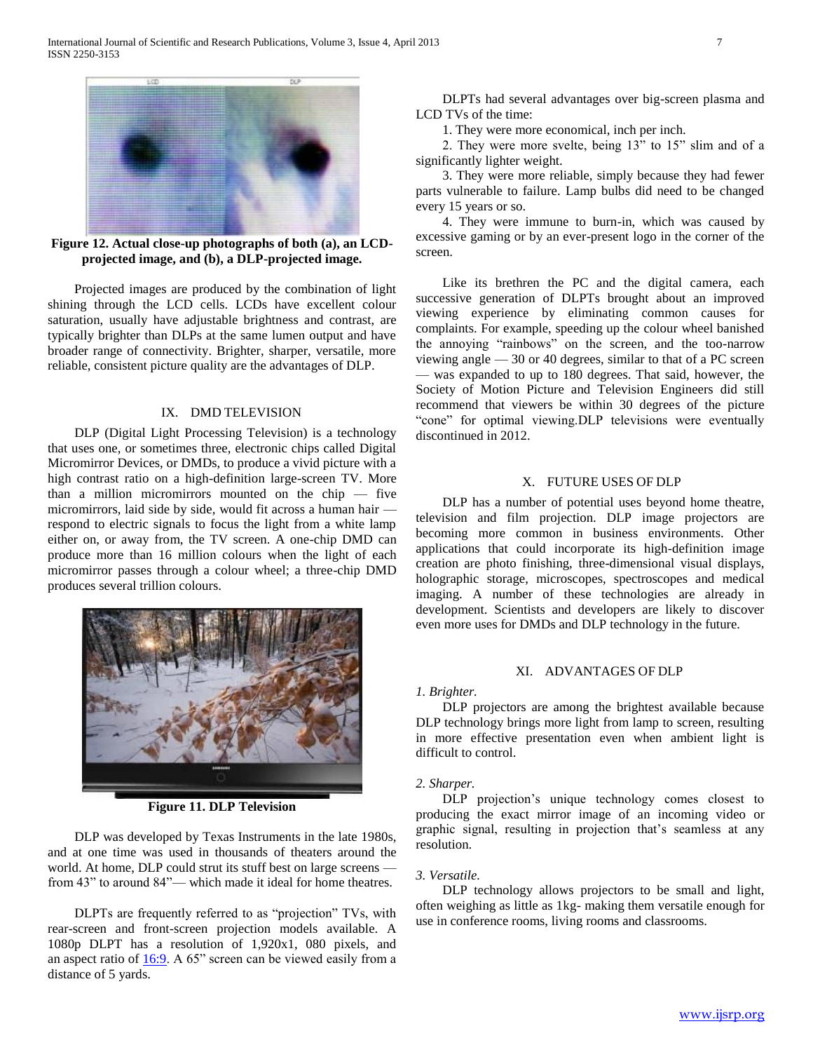**Figure 12. Actual close-up photographs of both (a), an LCD-projected image, and (b), a DLP-projected image.**

Projected images are produced by the combination of light shining through the LCD cells. LCDs have excellent colour saturation, usually have adjustable brightness and contrast, are typically brighter than DLPs at the same lumen output and have broader range of connectivity. Brighter, sharper, versatile, more reliable, consistent picture quality are the advantages of DLP.

## IX. DMD TELEVISION

DLP (Digital Light Processing Television) is a technology that uses one, or sometimes three, electronic chips called Digital Micromirror Devices, or DMDs, to produce a vivid picture with a high contrast ratio on a high-definition large-screen TV. More than a million micromirrors mounted on the chip — five micromirrors, laid side by side, would fit across a human hair — respond to electric signals to focus the light from a white lamp either on, or away from, the TV screen. A one-chip DMD can produce more than 16 million colours when the light of each micromirror passes through a colour wheel; a three-chip DMD produces several trillion colours.

**Figure 11. DLP Television**

DLP was developed by Texas Instruments in the late 1980s, and at one time was used in thousands of theaters around the world. At home, DLP could strut its stuff best on large screens — from 43" to around 84"— which made it ideal for home theatres.

DLPTs are frequently referred to as "projection" TVs, with rear-screen and front-screen projection models available. A 1080p DLPT has a resolution of 1,920x1, 080 pixels, and an aspect ratio of 16:9. A 65" screen can be viewed easily from a distance of 5 yards.

DLPTs had several advantages over big-screen plasma and LCD TVs of the time:

1. They were more economical, inch per inch.
2. They were more svelte, being 13" to 15" slim and of a significantly lighter weight.
3. They were more reliable, simply because they had fewer parts vulnerable to failure. Lamp bulbs did need to be changed every 15 years or so.
4. They were immune to burn-in, which was caused by excessive gaming or by an ever-present logo in the corner of the screen.

Like its brethren the PC and the digital camera, each successive generation of DLPTs brought about an improved viewing experience by eliminating common causes for complaints. For example, speeding up the colour wheel banished the annoying "rainbows" on the screen, and the too-narrow viewing angle — 30 or 40 degrees, similar to that of a PC screen — was expanded to up to 180 degrees. That said, however, the Society of Motion Picture and Television Engineers did still recommend that viewers be within 30 degrees of the picture "cone" for optimal viewing.DLP televisions were eventually discontinued in 2012.

## X. FUTURE USES OF DLP

DLP has a number of potential uses beyond home theatre, television and film projection. DLP image projectors are becoming more common in business environments. Other applications that could incorporate its high-definition image creation are photo finishing, three-dimensional visual displays, holographic storage, microscopes, spectroscopes and medical imaging. A number of these technologies are already in development. Scientists and developers are likely to discover even more uses for DMDs and DLP technology in the future.

## XI. ADVANTAGES OF DLP

*1. Brighter.*

DLP projectors are among the brightest available because DLP technology brings more light from lamp to screen, resulting in more effective presentation even when ambient light is difficult to control.

*2. Sharper.*

DLP projection's unique technology comes closest to producing the exact mirror image of an incoming video or graphic signal, resulting in projection that's seamless at any resolution.

*3. Versatile.*

DLP technology allows projectors to be small and light, often weighing as little as 1kg- making them versatile enough for use in conference rooms, living rooms and classrooms.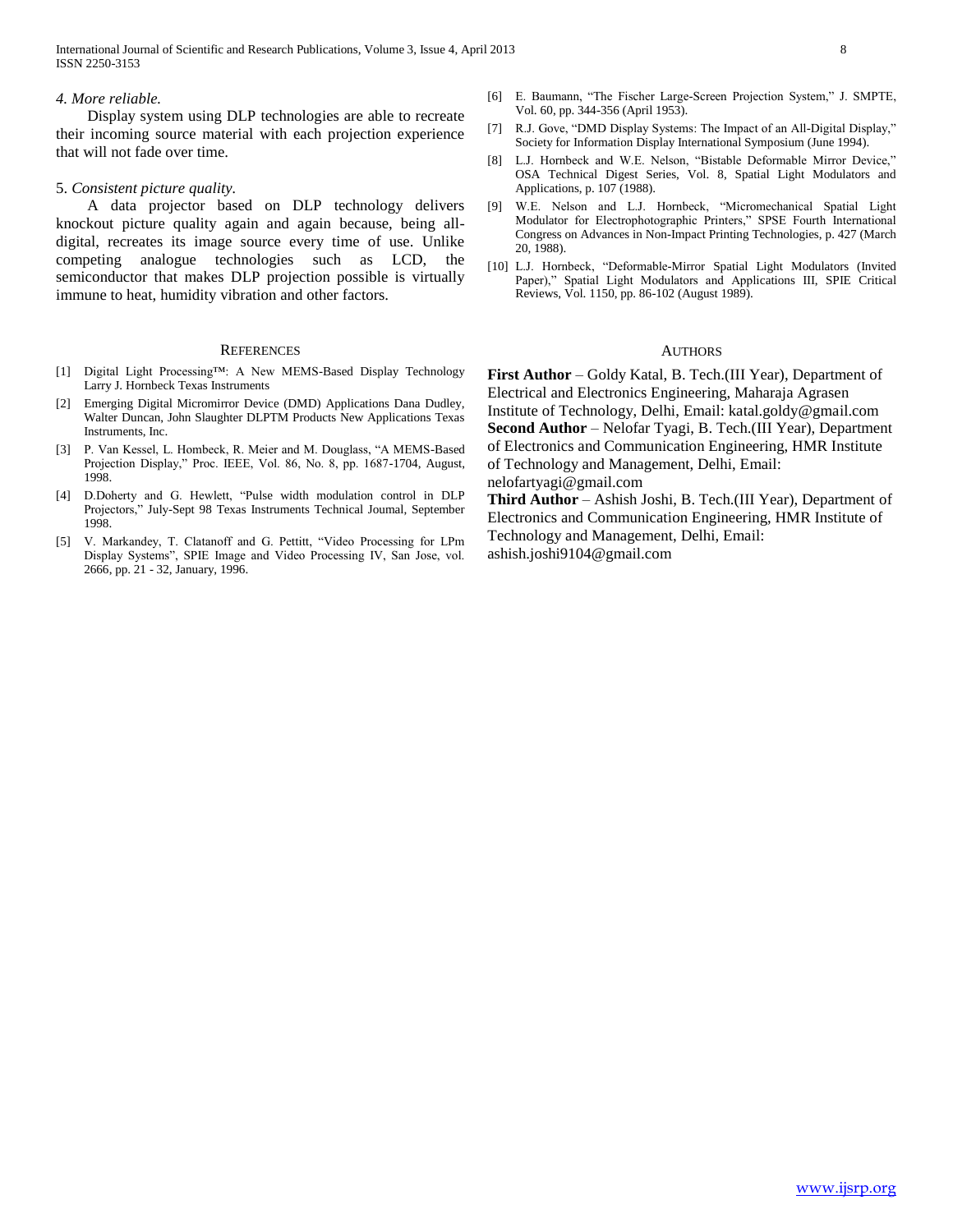*4. More reliable.*

Display system using DLP technologies are able to recreate their incoming source material with each projection experience that will not fade over time.

5. *Consistent picture quality.*

A data projector based on DLP technology delivers knockout picture quality again and again because, being all-digital, recreates its image source every time of use. Unlike competing analogue technologies such as LCD, the semiconductor that makes DLP projection possible is virtually immune to heat, humidity vibration and other factors.

## References

[1] Digital Light Processing™: A New MEMS-Based Display Technology Larry J. Hornbeck Texas Instruments

[2] Emerging Digital Micromirror Device (DMD) Applications Dana Dudley, Walter Duncan, John Slaughter DLPTM Products New Applications Texas Instruments, Inc.

[3] P. Van Kessel, L. Hombeck, R. Meier and M. Douglass, "A MEMS-Based Projection Display," Proc. IEEE, Vol. 86, No. 8, pp. 1687-1704, August, 1998.

[4] D.Doherty and G. Hewlett, "Pulse width modulation control in DLP Projectors," July-Sept 98 Texas Instruments Technical Joumal, September 1998.

[5] V. Markandey, T. Clatanoff and G. Pettitt, "Video Processing for LPm Display Systems", SPIE Image and Video Processing IV, San Jose, vol. 2666, pp. 21 - 32, January, 1996.

[6] E. Baumann, "The Fischer Large-Screen Projection System," J. SMPTE, Vol. 60, pp. 344-356 (April 1953).

[7] R.J. Gove, "DMD Display Systems: The Impact of an All-Digital Display," Society for Information Display International Symposium (June 1994).

[8] L.J. Hornbeck and W.E. Nelson, "Bistable Deformable Mirror Device," OSA Technical Digest Series, Vol. 8, Spatial Light Modulators and Applications, p. 107 (1988).

[9] W.E. Nelson and L.J. Hornbeck, "Micromechanical Spatial Light Modulator for Electrophotographic Printers," SPSE Fourth International Congress on Advances in Non-Impact Printing Technologies, p. 427 (March 20, 1988).

[10] L.J. Hornbeck, "Deformable-Mirror Spatial Light Modulators (Invited Paper)," Spatial Light Modulators and Applications III, SPIE Critical Reviews, Vol. 1150, pp. 86-102 (August 1989).

## Authors

**First Author** – Goldy Katal, B. Tech.(III Year), Department of Electrical and Electronics Engineering, Maharaja Agrasen Institute of Technology, Delhi, Email: katal.goldy@gmail.com

**Second Author** – Nelofar Tyagi, B. Tech.(III Year), Department of Electronics and Communication Engineering, HMR Institute of Technology and Management, Delhi, Email: nelofartyagi@gmail.com

**Third Author** – Ashish Joshi, B. Tech.(III Year), Department of Electronics and Communication Engineering, HMR Institute of Technology and Management, Delhi, Email: ashish.joshi9104@gmail.com